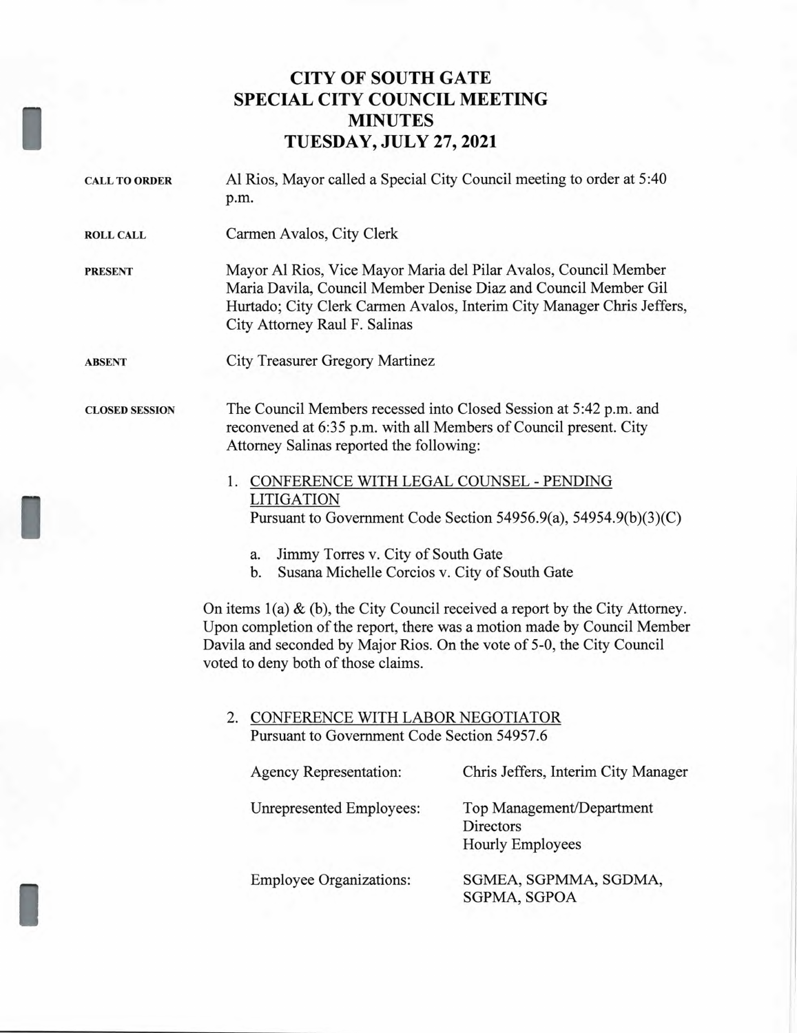# CITY OF SOUTH GATE
# SPECIAL CITY COUNCIL MEETING
# MINUTES
# TUESDAY, JULY 27, 2021

**CALL TO ORDER**

Al Rios, Mayor called a Special City Council meeting to order at 5:40 p.m.

**ROLL CALL**

Carmen Avalos, City Clerk

**PRESENT**

Mayor Al Rios, Vice Mayor Maria del Pilar Avalos, Council Member Maria Davila, Council Member Denise Diaz and Council Member Gil Hurtado; City Clerk Carmen Avalos, Interim City Manager Chris Jeffers, City Attorney Raul F. Salinas

**ABSENT**

City Treasurer Gregory Martinez

**CLOSED SESSION**

The Council Members recessed into Closed Session at 5:42 p.m. and reconvened at 6:35 p.m. with all Members of Council present. City Attorney Salinas reported the following:

1. CONFERENCE WITH LEGAL COUNSEL - PENDING LITIGATION
   Pursuant to Government Code Section 54956.9(a), 54954.9(b)(3)(C)

   a. Jimmy Torres v. City of South Gate
   b. Susana Michelle Corcios v. City of South Gate

On items 1(a) & (b), the City Council received a report by the City Attorney. Upon completion of the report, there was a motion made by Council Member Davila and seconded by Major Rios. On the vote of 5-0, the City Council voted to deny both of those claims.

2. CONFERENCE WITH LABOR NEGOTIATOR
   Pursuant to Government Code Section 54957.6

| | |
|---|---|
| Agency Representation: | Chris Jeffers, Interim City Manager |
| Unrepresented Employees: | Top Management/Department Directors<br>Hourly Employees |
| Employee Organizations: | SGMEA, SGPMMA, SGDMA, SGPMA, SGPOA |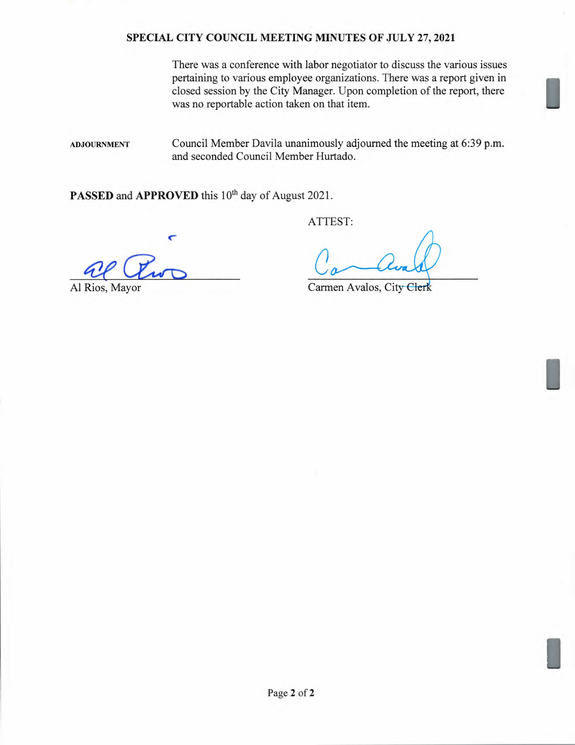## SPECIAL CITY COUNCIL MEETING MINUTES OF JULY 27, 2021

There was a conference with labor negotiator to discuss the various issues pertaining to various employee organizations. There was a report given in closed session by the City Manager. Upon completion of the report, there was no reportable action taken on that item.

**ADJOURNMENT** Council Member Davila unanimously adjourned the meeting at 6:39 p.m. and seconded Council Member Hurtado.

**PASSED** and **APPROVED** this 10th day of August 2021.

ATTEST:

Al Rios, Mayor

Carmen Avalos, City Clerk